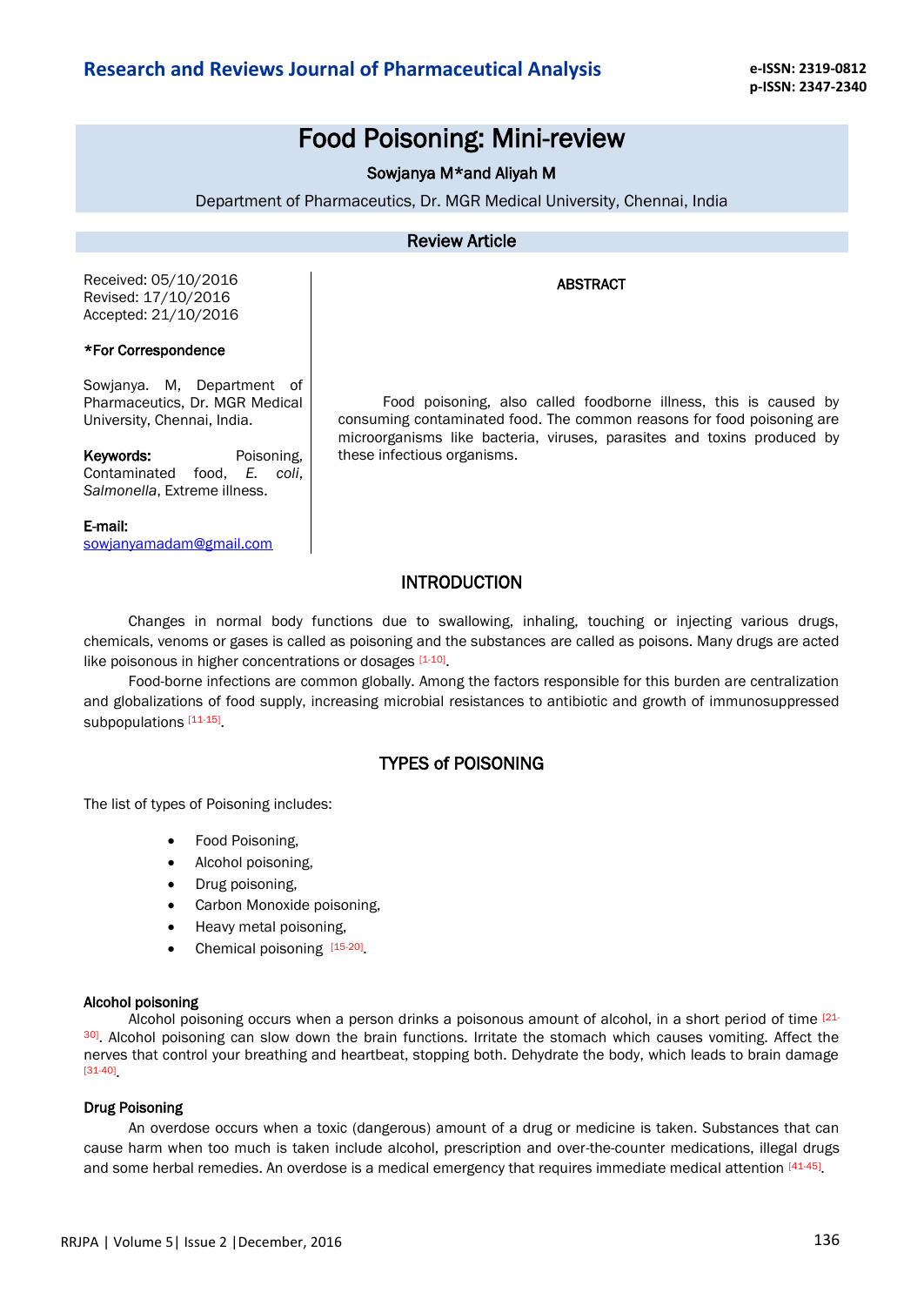# Food Poisoning: Mini-review

Sowjanya M*and Aliyah M

Department of Pharmaceutics, Dr. MGR Medical University, Chennai, India

## Review Article

Received: 05/10/2016
Revised: 17/10/2016
Accepted: 21/10/2016

**\*For Correspondence**

Sowjanya. M, Department of Pharmaceutics, Dr. MGR Medical University, Chennai, India.

**Keywords:** Poisoning, Contaminated food, *E. coli*, *Salmonella*, Extreme illness.

**E-mail:** sowjanyamadam@gmail.com

## ABSTRACT

Food poisoning, also called foodborne illness, this is caused by consuming contaminated food. The common reasons for food poisoning are microorganisms like bacteria, viruses, parasites and toxins produced by these infectious organisms.

## INTRODUCTION

Changes in normal body functions due to swallowing, inhaling, touching or injecting various drugs, chemicals, venoms or gases is called as poisoning and the substances are called as poisons. Many drugs are acted like poisonous in higher concentrations or dosages [1-10].

Food-borne infections are common globally. Among the factors responsible for this burden are centralization and globalizations of food supply, increasing microbial resistances to antibiotic and growth of immunosuppressed subpopulations [11-15].

## TYPES of POISONING

The list of types of Poisoning includes:

- Food Poisoning,
- Alcohol poisoning,
- Drug poisoning,
- Carbon Monoxide poisoning,
- Heavy metal poisoning,
- Chemical poisoning [15-20].

### Alcohol poisoning

Alcohol poisoning occurs when a person drinks a poisonous amount of alcohol, in a short period of time [21-30]. Alcohol poisoning can slow down the brain functions. Irritate the stomach which causes vomiting. Affect the nerves that control your breathing and heartbeat, stopping both. Dehydrate the body, which leads to brain damage [31-40].

### Drug Poisoning

An overdose occurs when a toxic (dangerous) amount of a drug or medicine is taken. Substances that can cause harm when too much is taken include alcohol, prescription and over-the-counter medications, illegal drugs and some herbal remedies. An overdose is a medical emergency that requires immediate medical attention [41-45].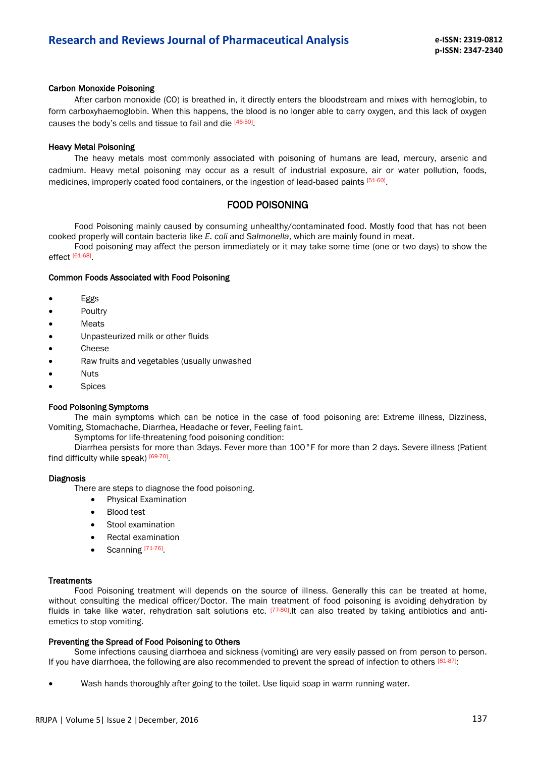### Carbon Monoxide Poisoning

After carbon monoxide (CO) is breathed in, it directly enters the bloodstream and mixes with hemoglobin, to form carboxyhaemoglobin. When this happens, the blood is no longer able to carry oxygen, and this lack of oxygen causes the body's cells and tissue to fail and die [46-50].

### Heavy Metal Poisoning

The heavy metals most commonly associated with poisoning of humans are lead, mercury, arsenic and cadmium. Heavy metal poisoning may occur as a result of industrial exposure, air or water pollution, foods, medicines, improperly coated food containers, or the ingestion of lead-based paints [51-60].

## FOOD POISONING

Food Poisoning mainly caused by consuming unhealthy/contaminated food. Mostly food that has not been cooked properly will contain bacteria like *E. coli* and *Salmonella*, which are mainly found in meat.

Food poisoning may affect the person immediately or it may take some time (one or two days) to show the effect [61-68].

### Common Foods Associated with Food Poisoning

- Eggs
- Poultry
- Meats
- Unpasteurized milk or other fluids
- Cheese
- Raw fruits and vegetables (usually unwashed
- Nuts
- Spices

### Food Poisoning Symptoms

The main symptoms which can be notice in the case of food poisoning are: Extreme illness, Dizziness, Vomiting, Stomachache, Diarrhea, Headache or fever, Feeling faint.

Symptoms for life-threatening food poisoning condition:

Diarrhea persists for more than 3days. Fever more than 100°F for more than 2 days. Severe illness (Patient find difficulty while speak) [69-70].

### Diagnosis

There are steps to diagnose the food poisoning.

- Physical Examination
- Blood test
- Stool examination
- Rectal examination
- Scanning [71-76].

### Treatments

Food Poisoning treatment will depends on the source of illness. Generally this can be treated at home, without consulting the medical officer/Doctor. The main treatment of food poisoning is avoiding dehydration by fluids in take like water, rehydration salt solutions etc. [77-80].It can also treated by taking antibiotics and anti-emetics to stop vomiting.

### Preventing the Spread of Food Poisoning to Others

Some infections causing diarrhoea and sickness (vomiting) are very easily passed on from person to person. If you have diarrhoea, the following are also recommended to prevent the spread of infection to others [81-87]:

- Wash hands thoroughly after going to the toilet. Use liquid soap in warm running water.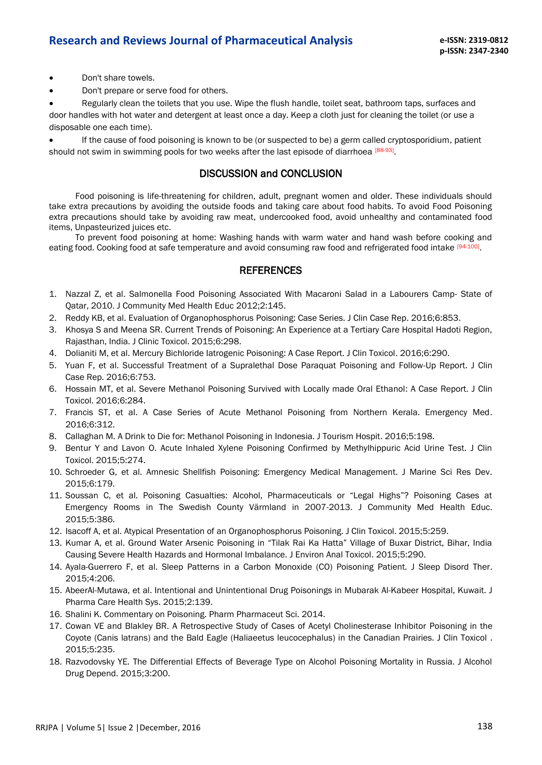- Don't share towels.
- Don't prepare or serve food for others.
- Regularly clean the toilets that you use. Wipe the flush handle, toilet seat, bathroom taps, surfaces and door handles with hot water and detergent at least once a day. Keep a cloth just for cleaning the toilet (or use a disposable one each time).
- If the cause of food poisoning is known to be (or suspected to be) a germ called cryptosporidium, patient should not swim in swimming pools for two weeks after the last episode of diarrhoea [88-93].

## DISCUSSION and CONCLUSION

Food poisoning is life-threatening for children, adult, pregnant women and older. These individuals should take extra precautions by avoiding the outside foods and taking care about food habits. To avoid Food Poisoning extra precautions should take by avoiding raw meat, undercooked food, avoid unhealthy and contaminated food items, Unpasteurized juices etc.

To prevent food poisoning at home: Washing hands with warm water and hand wash before cooking and eating food. Cooking food at safe temperature and avoid consuming raw food and refrigerated food intake [94-100].

## REFERENCES

1. Nazzal Z, et al. Salmonella Food Poisoning Associated With Macaroni Salad in a Labourers Camp- State of Qatar, 2010. J Community Med Health Educ 2012;2:145.
2. Reddy KB, et al. Evaluation of Organophosphorus Poisoning: Case Series. J Clin Case Rep. 2016;6:853.
3. Khosya S and Meena SR. Current Trends of Poisoning: An Experience at a Tertiary Care Hospital Hadoti Region, Rajasthan, India. J Clinic Toxicol. 2015;6:298.
4. Dolianiti M, et al. Mercury Bichloride Iatrogenic Poisoning: A Case Report. J Clin Toxicol. 2016;6:290.
5. Yuan F, et al. Successful Treatment of a Supralethal Dose Paraquat Poisoning and Follow-Up Report. J Clin Case Rep. 2016;6:753.
6. Hossain MT, et al. Severe Methanol Poisoning Survived with Locally made Oral Ethanol: A Case Report. J Clin Toxicol. 2016;6:284.
7. Francis ST, et al. A Case Series of Acute Methanol Poisoning from Northern Kerala. Emergency Med. 2016;6:312.
8. Callaghan M. A Drink to Die for: Methanol Poisoning in Indonesia. J Tourism Hospit. 2016;5:198.
9. Bentur Y and Lavon O. Acute Inhaled Xylene Poisoning Confirmed by Methylhippuric Acid Urine Test. J Clin Toxicol. 2015;5:274.
10. Schroeder G, et al. Amnesic Shellfish Poisoning: Emergency Medical Management. J Marine Sci Res Dev. 2015;6:179.
11. Soussan C, et al. Poisoning Casualties: Alcohol, Pharmaceuticals or "Legal Highs"? Poisoning Cases at Emergency Rooms in The Swedish County Värmland in 2007-2013. J Community Med Health Educ. 2015;5:386.
12. Isacoff A, et al. Atypical Presentation of an Organophosphorus Poisoning. J Clin Toxicol. 2015;5:259.
13. Kumar A, et al. Ground Water Arsenic Poisoning in "Tilak Rai Ka Hatta" Village of Buxar District, Bihar, India Causing Severe Health Hazards and Hormonal Imbalance. J Environ Anal Toxicol. 2015;5:290.
14. Ayala-Guerrero F, et al. Sleep Patterns in a Carbon Monoxide (CO) Poisoning Patient. J Sleep Disord Ther. 2015;4:206.
15. AbeerAl-Mutawa, et al. Intentional and Unintentional Drug Poisonings in Mubarak Al-Kabeer Hospital, Kuwait. J Pharma Care Health Sys. 2015;2:139.
16. Shalini K. Commentary on Poisoning. Pharm Pharmaceut Sci. 2014.
17. Cowan VE and Blakley BR. A Retrospective Study of Cases of Acetyl Cholinesterase Inhibitor Poisoning in the Coyote (Canis latrans) and the Bald Eagle (Haliaeetus leucocephalus) in the Canadian Prairies. J Clin Toxicol . 2015;5:235.
18. Razvodovsky YE. The Differential Effects of Beverage Type on Alcohol Poisoning Mortality in Russia. J Alcohol Drug Depend. 2015;3:200.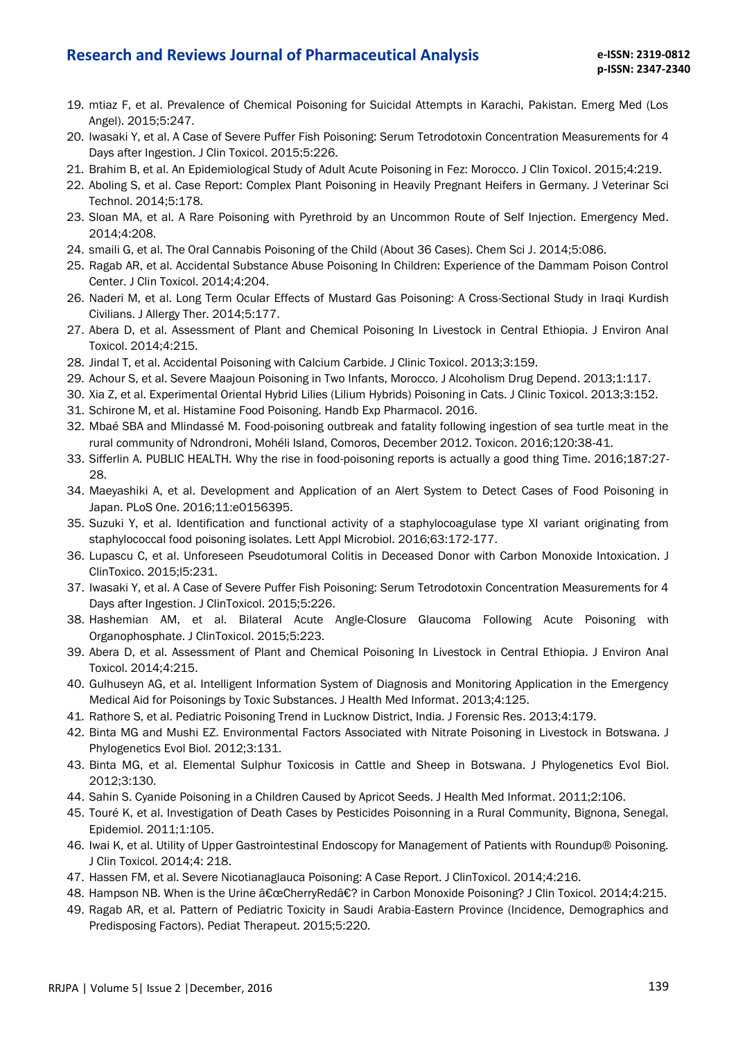19. mtiaz F, et al. Prevalence of Chemical Poisoning for Suicidal Attempts in Karachi, Pakistan. Emerg Med (Los Angel). 2015;5:247.
20. Iwasaki Y, et al. A Case of Severe Puffer Fish Poisoning: Serum Tetrodotoxin Concentration Measurements for 4 Days after Ingestion. J Clin Toxicol. 2015;5:226.
21. Brahim B, et al. An Epidemiological Study of Adult Acute Poisoning in Fez: Morocco. J Clin Toxicol. 2015;4:219.
22. Aboling S, et al. Case Report: Complex Plant Poisoning in Heavily Pregnant Heifers in Germany. J Veterinar Sci Technol. 2014;5:178.
23. Sloan MA, et al. A Rare Poisoning with Pyrethroid by an Uncommon Route of Self Injection. Emergency Med. 2014;4:208.
24. smaili G, et al. The Oral Cannabis Poisoning of the Child (About 36 Cases). Chem Sci J. 2014;5:086.
25. Ragab AR, et al. Accidental Substance Abuse Poisoning In Children: Experience of the Dammam Poison Control Center. J Clin Toxicol. 2014;4:204.
26. Naderi M, et al. Long Term Ocular Effects of Mustard Gas Poisoning: A Cross-Sectional Study in Iraqi Kurdish Civilians. J Allergy Ther. 2014;5:177.
27. Abera D, et al. Assessment of Plant and Chemical Poisoning In Livestock in Central Ethiopia. J Environ Anal Toxicol. 2014;4:215.
28. Jindal T, et al. Accidental Poisoning with Calcium Carbide. J Clinic Toxicol. 2013;3:159.
29. Achour S, et al. Severe Maajoun Poisoning in Two Infants, Morocco. J Alcoholism Drug Depend. 2013;1:117.
30. Xia Z, et al. Experimental Oriental Hybrid Lilies (Lilium Hybrids) Poisoning in Cats. J Clinic Toxicol. 2013;3:152.
31. Schirone M, et al. Histamine Food Poisoning. Handb Exp Pharmacol. 2016.
32. Mbaé SBA and Mlindassé M. Food-poisoning outbreak and fatality following ingestion of sea turtle meat in the rural community of Ndrondroni, Mohéli Island, Comoros, December 2012. Toxicon. 2016;120:38-41.
33. Sifferlin A. PUBLIC HEALTH. Why the rise in food-poisoning reports is actually a good thing Time. 2016;187:27-28.
34. Maeyashiki A, et al. Development and Application of an Alert System to Detect Cases of Food Poisoning in Japan. PLoS One. 2016;11:e0156395.
35. Suzuki Y, et al. Identification and functional activity of a staphylocoagulase type XI variant originating from staphylococcal food poisoning isolates. Lett Appl Microbiol. 2016;63:172-177.
36. Lupascu C, et al. Unforeseen Pseudotumoral Colitis in Deceased Donor with Carbon Monoxide Intoxication. J ClinToxico. 2015;l5:231.
37. Iwasaki Y, et al. A Case of Severe Puffer Fish Poisoning: Serum Tetrodotoxin Concentration Measurements for 4 Days after Ingestion. J ClinToxicol. 2015;5:226.
38. Hashemian AM, et al. Bilateral Acute Angle-Closure Glaucoma Following Acute Poisoning with Organophosphate. J ClinToxicol. 2015;5:223.
39. Abera D, et al. Assessment of Plant and Chemical Poisoning In Livestock in Central Ethiopia. J Environ Anal Toxicol. 2014;4:215.
40. Gulhuseyn AG, et al. Intelligent Information System of Diagnosis and Monitoring Application in the Emergency Medical Aid for Poisonings by Toxic Substances. J Health Med Informat. 2013;4:125.
41. Rathore S, et al. Pediatric Poisoning Trend in Lucknow District, India. J Forensic Res. 2013;4:179.
42. Binta MG and Mushi EZ. Environmental Factors Associated with Nitrate Poisoning in Livestock in Botswana. J Phylogenetics Evol Biol. 2012;3:131.
43. Binta MG, et al. Elemental Sulphur Toxicosis in Cattle and Sheep in Botswana. J Phylogenetics Evol Biol. 2012;3:130.
44. Sahin S. Cyanide Poisoning in a Children Caused by Apricot Seeds. J Health Med Informat. 2011;2:106.
45. Touré K, et al. Investigation of Death Cases by Pesticides Poisonning in a Rural Community, Bignona, Senegal. Epidemiol. 2011;1:105.
46. Iwai K, et al. Utility of Upper Gastrointestinal Endoscopy for Management of Patients with Roundup® Poisoning. J Clin Toxicol. 2014;4: 218.
47. Hassen FM, et al. Severe Nicotianaglauca Poisoning: A Case Report. J ClinToxicol. 2014;4:216.
48. Hampson NB. When is the Urine â€œCherryRedâ€? in Carbon Monoxide Poisoning? J Clin Toxicol. 2014;4:215.
49. Ragab AR, et al. Pattern of Pediatric Toxicity in Saudi Arabia-Eastern Province (Incidence, Demographics and Predisposing Factors). Pediat Therapeut. 2015;5:220.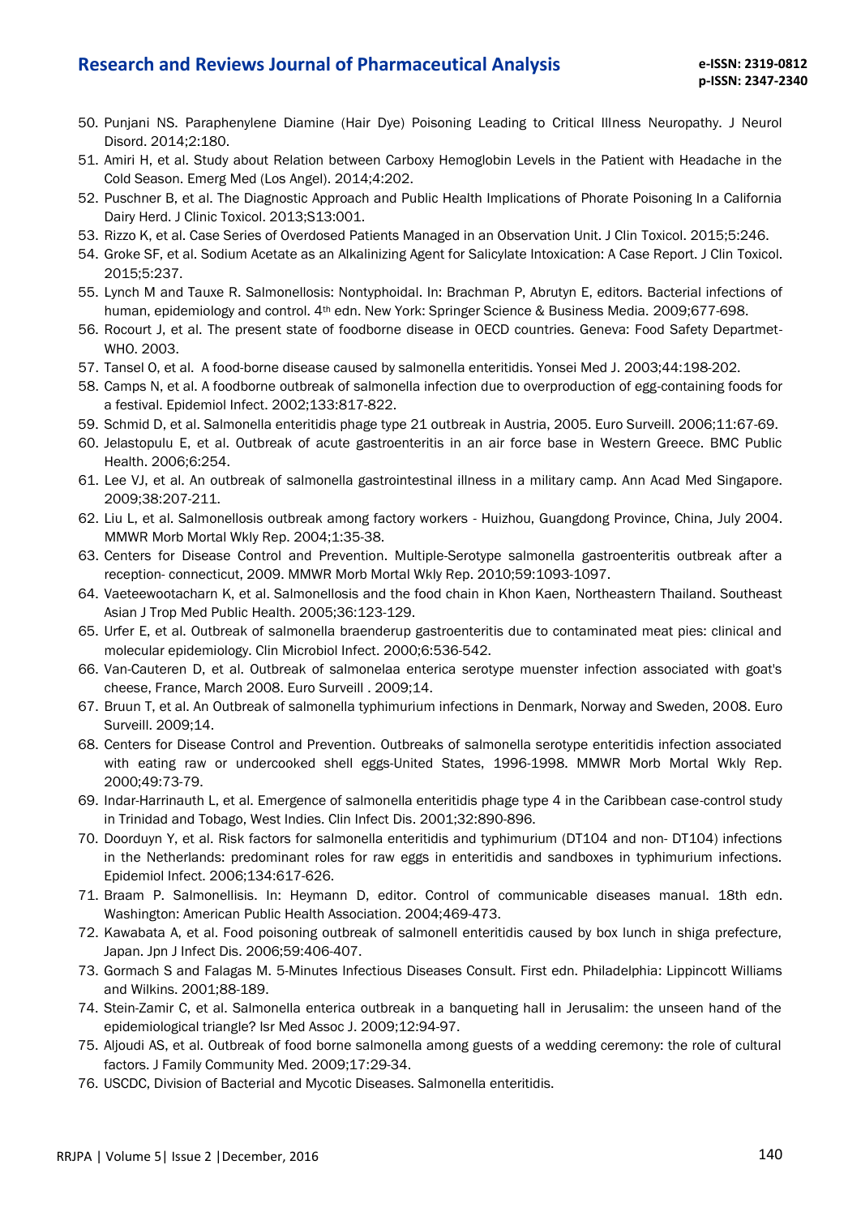50. Punjani NS. Paraphenylene Diamine (Hair Dye) Poisoning Leading to Critical Illness Neuropathy. J Neurol Disord. 2014;2:180.
51. Amiri H, et al. Study about Relation between Carboxy Hemoglobin Levels in the Patient with Headache in the Cold Season. Emerg Med (Los Angel). 2014;4:202.
52. Puschner B, et al. The Diagnostic Approach and Public Health Implications of Phorate Poisoning In a California Dairy Herd. J Clinic Toxicol. 2013;S13:001.
53. Rizzo K, et al. Case Series of Overdosed Patients Managed in an Observation Unit. J Clin Toxicol. 2015;5:246.
54. Groke SF, et al. Sodium Acetate as an Alkalinizing Agent for Salicylate Intoxication: A Case Report. J Clin Toxicol. 2015;5:237.
55. Lynch M and Tauxe R. Salmonellosis: Nontyphoidal. In: Brachman P, Abrutyn E, editors. Bacterial infections of human, epidemiology and control. 4th edn. New York: Springer Science & Business Media. 2009;677-698.
56. Rocourt J, et al. The present state of foodborne disease in OECD countries. Geneva: Food Safety Departmet-WHO. 2003.
57. Tansel O, et al. A food-borne disease caused by salmonella enteritidis. Yonsei Med J. 2003;44:198-202.
58. Camps N, et al. A foodborne outbreak of salmonella infection due to overproduction of egg-containing foods for a festival. Epidemiol Infect. 2002;133:817-822.
59. Schmid D, et al. Salmonella enteritidis phage type 21 outbreak in Austria, 2005. Euro Surveill. 2006;11:67-69.
60. Jelastopulu E, et al. Outbreak of acute gastroenteritis in an air force base in Western Greece. BMC Public Health. 2006;6:254.
61. Lee VJ, et al. An outbreak of salmonella gastrointestinal illness in a military camp. Ann Acad Med Singapore. 2009;38:207-211.
62. Liu L, et al. Salmonellosis outbreak among factory workers - Huizhou, Guangdong Province, China, July 2004. MMWR Morb Mortal Wkly Rep. 2004;1:35-38.
63. Centers for Disease Control and Prevention. Multiple-Serotype salmonella gastroenteritis outbreak after a reception- connecticut, 2009. MMWR Morb Mortal Wkly Rep. 2010;59:1093-1097.
64. Vaeteewootacharn K, et al. Salmonellosis and the food chain in Khon Kaen, Northeastern Thailand. Southeast Asian J Trop Med Public Health. 2005;36:123-129.
65. Urfer E, et al. Outbreak of salmonella braenderup gastroenteritis due to contaminated meat pies: clinical and molecular epidemiology. Clin Microbiol Infect. 2000;6:536-542.
66. Van-Cauteren D, et al. Outbreak of salmonelaa enterica serotype muenster infection associated with goat's cheese, France, March 2008. Euro Surveill . 2009;14.
67. Bruun T, et al. An Outbreak of salmonella typhimurium infections in Denmark, Norway and Sweden, 2008. Euro Surveill. 2009;14.
68. Centers for Disease Control and Prevention. Outbreaks of salmonella serotype enteritidis infection associated with eating raw or undercooked shell eggs-United States, 1996-1998. MMWR Morb Mortal Wkly Rep. 2000;49:73-79.
69. Indar-Harrinauth L, et al. Emergence of salmonella enteritidis phage type 4 in the Caribbean case-control study in Trinidad and Tobago, West Indies. Clin Infect Dis. 2001;32:890-896.
70. Doorduyn Y, et al. Risk factors for salmonella enteritidis and typhimurium (DT104 and non- DT104) infections in the Netherlands: predominant roles for raw eggs in enteritidis and sandboxes in typhimurium infections. Epidemiol Infect. 2006;134:617-626.
71. Braam P. Salmonellisis. In: Heymann D, editor. Control of communicable diseases manual. 18th edn. Washington: American Public Health Association. 2004;469-473.
72. Kawabata A, et al. Food poisoning outbreak of salmonell enteritidis caused by box lunch in shiga prefecture, Japan. Jpn J Infect Dis. 2006;59:406-407.
73. Gormach S and Falagas M. 5-Minutes Infectious Diseases Consult. First edn. Philadelphia: Lippincott Williams and Wilkins. 2001;88-189.
74. Stein-Zamir C, et al. Salmonella enterica outbreak in a banqueting hall in Jerusalim: the unseen hand of the epidemiological triangle? Isr Med Assoc J. 2009;12:94-97.
75. Aljoudi AS, et al. Outbreak of food borne salmonella among guests of a wedding ceremony: the role of cultural factors. J Family Community Med. 2009;17:29-34.
76. USCDC, Division of Bacterial and Mycotic Diseases. Salmonella enteritidis.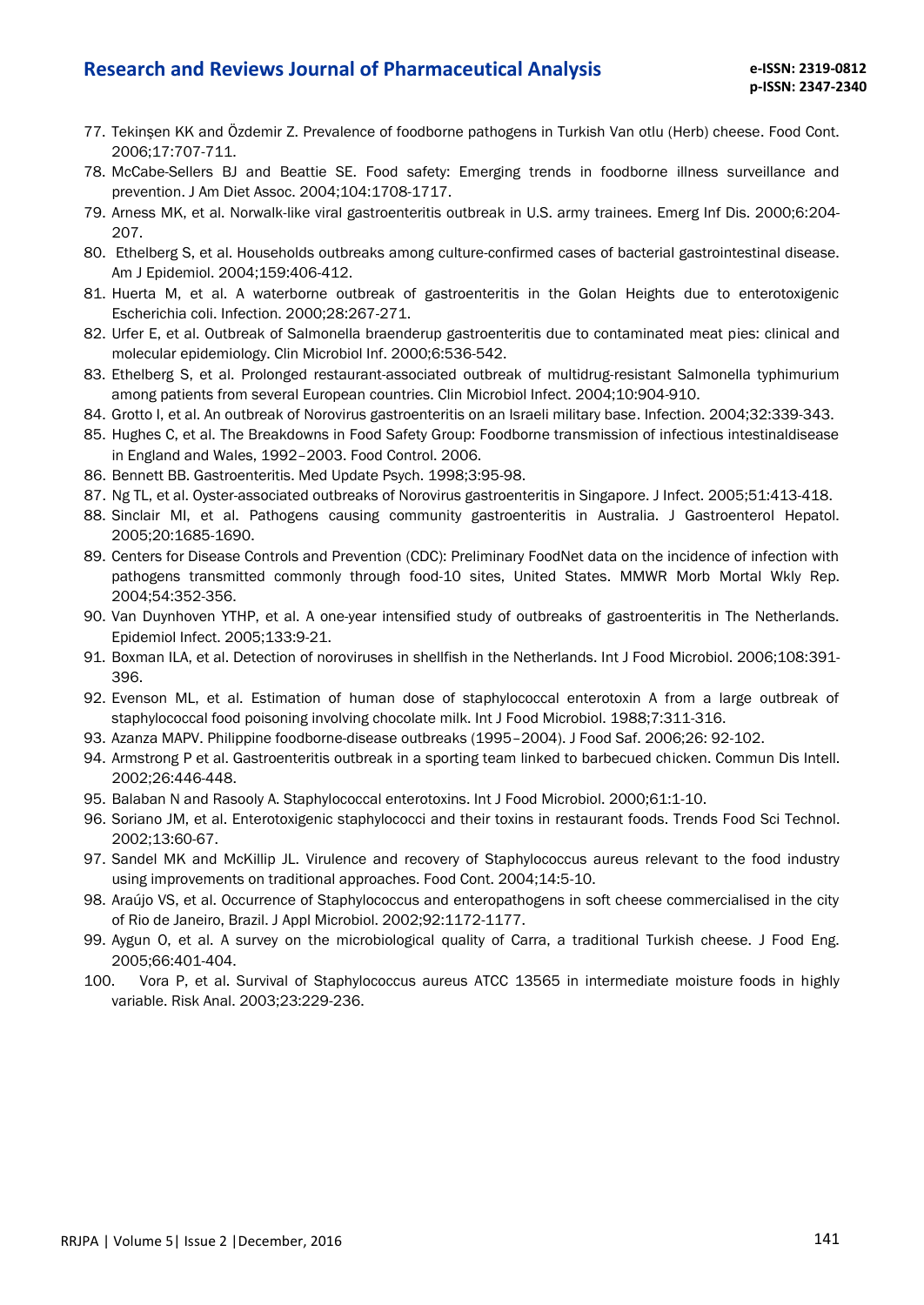77. Tekinşen KK and Özdemir Z. Prevalence of foodborne pathogens in Turkish Van otlu (Herb) cheese. Food Cont. 2006;17:707-711.
78. McCabe-Sellers BJ and Beattie SE. Food safety: Emerging trends in foodborne illness surveillance and prevention. J Am Diet Assoc. 2004;104:1708-1717.
79. Arness MK, et al. Norwalk-like viral gastroenteritis outbreak in U.S. army trainees. Emerg Inf Dis. 2000;6:204-207.
80. Ethelberg S, et al. Households outbreaks among culture-confirmed cases of bacterial gastrointestinal disease. Am J Epidemiol. 2004;159:406-412.
81. Huerta M, et al. A waterborne outbreak of gastroenteritis in the Golan Heights due to enterotoxigenic Escherichia coli. Infection. 2000;28:267-271.
82. Urfer E, et al. Outbreak of Salmonella braenderup gastroenteritis due to contaminated meat pies: clinical and molecular epidemiology. Clin Microbiol Inf. 2000;6:536-542.
83. Ethelberg S, et al. Prolonged restaurant-associated outbreak of multidrug-resistant Salmonella typhimurium among patients from several European countries. Clin Microbiol Infect. 2004;10:904-910.
84. Grotto I, et al. An outbreak of Norovirus gastroenteritis on an Israeli military base. Infection. 2004;32:339-343.
85. Hughes C, et al. The Breakdowns in Food Safety Group: Foodborne transmission of infectious intestinaldisease in England and Wales, 1992–2003. Food Control. 2006.
86. Bennett BB. Gastroenteritis. Med Update Psych. 1998;3:95-98.
87. Ng TL, et al. Oyster-associated outbreaks of Norovirus gastroenteritis in Singapore. J Infect. 2005;51:413-418.
88. Sinclair MI, et al. Pathogens causing community gastroenteritis in Australia. J Gastroenterol Hepatol. 2005;20:1685-1690.
89. Centers for Disease Controls and Prevention (CDC): Preliminary FoodNet data on the incidence of infection with pathogens transmitted commonly through food-10 sites, United States. MMWR Morb Mortal Wkly Rep. 2004;54:352-356.
90. Van Duynhoven YTHP, et al. A one-year intensified study of outbreaks of gastroenteritis in The Netherlands. Epidemiol Infect. 2005;133:9-21.
91. Boxman ILA, et al. Detection of noroviruses in shellfish in the Netherlands. Int J Food Microbiol. 2006;108:391-396.
92. Evenson ML, et al. Estimation of human dose of staphylococcal enterotoxin A from a large outbreak of staphylococcal food poisoning involving chocolate milk. Int J Food Microbiol. 1988;7:311-316.
93. Azanza MAPV. Philippine foodborne-disease outbreaks (1995–2004). J Food Saf. 2006;26: 92-102.
94. Armstrong P et al. Gastroenteritis outbreak in a sporting team linked to barbecued chicken. Commun Dis Intell. 2002;26:446-448.
95. Balaban N and Rasooly A. Staphylococcal enterotoxins. Int J Food Microbiol. 2000;61:1-10.
96. Soriano JM, et al. Enterotoxigenic staphylococci and their toxins in restaurant foods. Trends Food Sci Technol. 2002;13:60-67.
97. Sandel MK and McKillip JL. Virulence and recovery of Staphylococcus aureus relevant to the food industry using improvements on traditional approaches. Food Cont. 2004;14:5-10.
98. Araújo VS, et al. Occurrence of Staphylococcus and enteropathogens in soft cheese commercialised in the city of Rio de Janeiro, Brazil. J Appl Microbiol. 2002;92:1172-1177.
99. Aygun O, et al. A survey on the microbiological quality of Carra, a traditional Turkish cheese. J Food Eng. 2005;66:401-404.
100. Vora P, et al. Survival of Staphylococcus aureus ATCC 13565 in intermediate moisture foods in highly variable. Risk Anal. 2003;23:229-236.